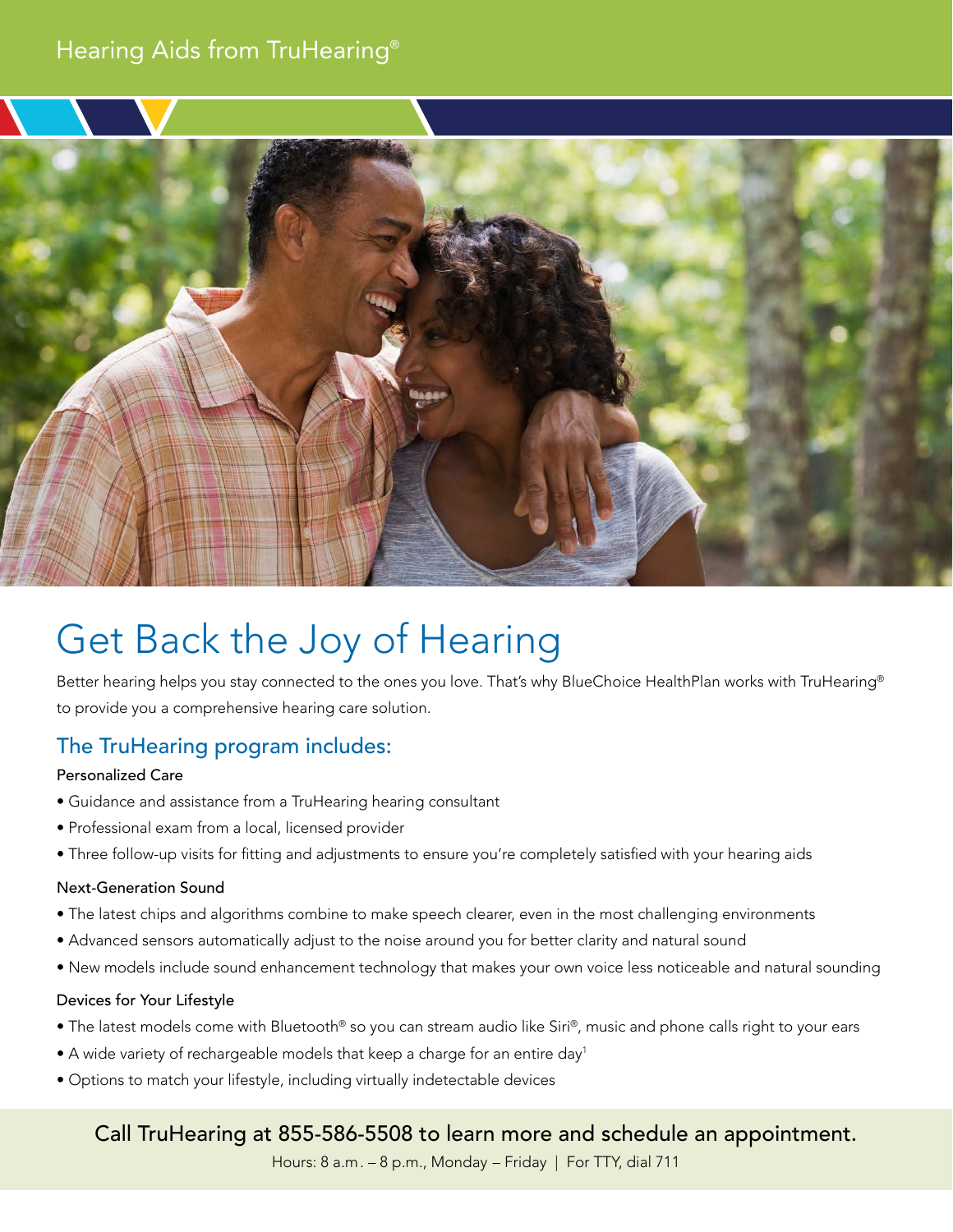Hearing Aids from TruHearing®

# Get Back the Joy of Hearing

Better hearing helps you stay connected to the ones you love. That's why BlueChoice HealthPlan works with TruHearing® to provide you a comprehensive hearing care solution.

## The TruHearing program includes:

### Personalized Care

- Guidance and assistance from a TruHearing hearing consultant
- Professional exam from a local, licensed provider
- Three follow-up visits for fitting and adjustments to ensure you're completely satisfied with your hearing aids

### Next-Generation Sound

- The latest chips and algorithms combine to make speech clearer, even in the most challenging environments
- Advanced sensors automatically adjust to the noise around you for better clarity and natural sound
- New models include sound enhancement technology that makes your own voice less noticeable and natural sounding

### Devices for Your Lifestyle

- The latest models come with Bluetooth® so you can stream audio like Siri®, music and phone calls right to your ears
- A wide variety of rechargeable models that keep a charge for an entire day[1]
- Options to match your lifestyle, including virtually indetectable devices

**Call TruHearing at 855-586-5508 to learn more and schedule an appointment.**

Hours: 8 a.m. – 8 p.m., Monday – Friday | For TTY, dial 711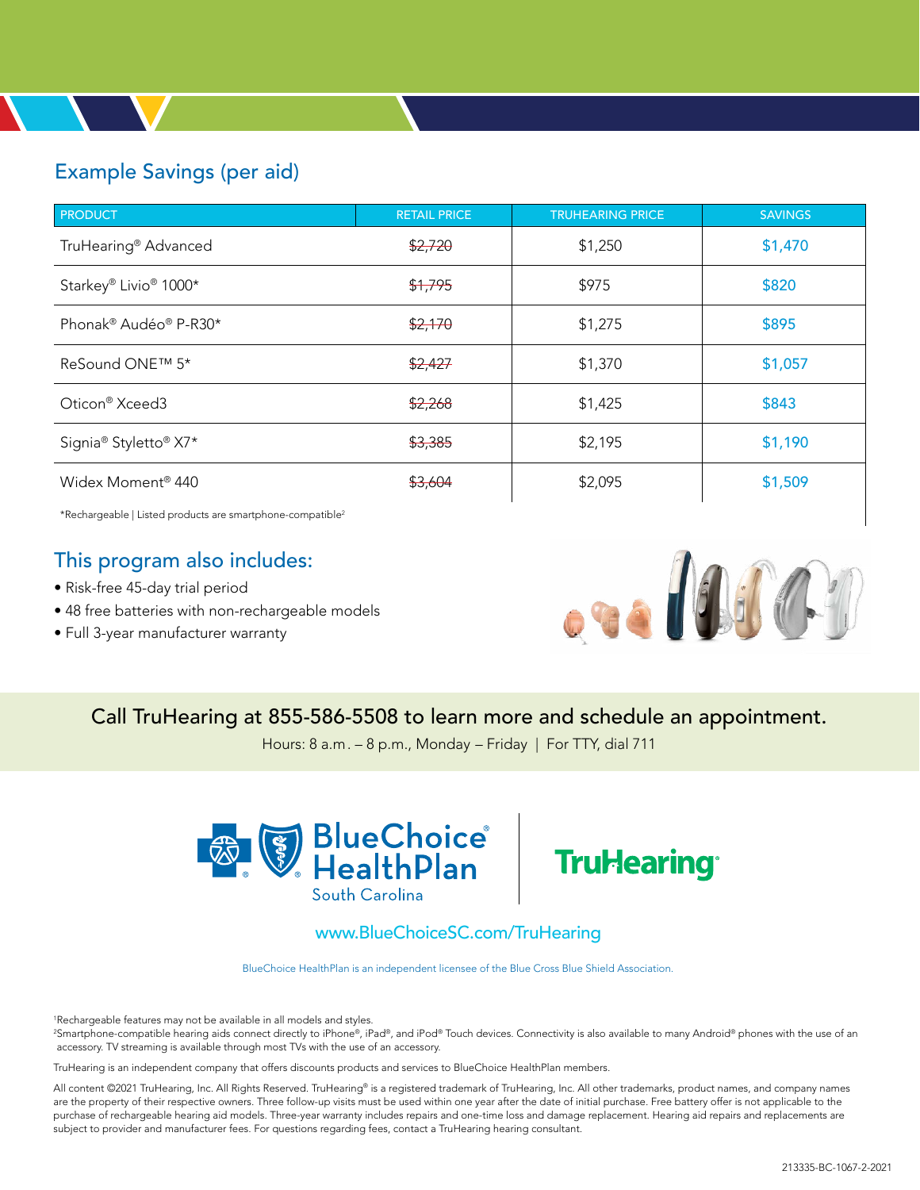## Example Savings (per aid)

| PRODUCT | RETAIL PRICE | TRUHEARING PRICE | SAVINGS |
|---|---|---|---|
| TruHearing® Advanced | ~~$2,720~~ | $1,250 | $1,470 |
| Starkey® Livio® 1000* | ~~$1,795~~ | $975 | $820 |
| Phonak® Audéo® P-R30* | ~~$2,170~~ | $1,275 | $895 |
| ReSound ONE™ 5* | ~~$2,427~~ | $1,370 | $1,057 |
| Oticon® Xceed3 | ~~$2,268~~ | $1,425 | $843 |
| Signia® Styletto® X7* | ~~$3,385~~ | $2,195 | $1,190 |
| Widex Moment® 440 | ~~$3,604~~ | $2,095 | $1,509 |

*Rechargeable | Listed products are smartphone-compatible[2]

## This program also includes:

- Risk-free 45-day trial period
- 48 free batteries with non-rechargeable models
- Full 3-year manufacturer warranty

**Call TruHearing at 855-586-5508 to learn more and schedule an appointment.**

Hours: 8 a.m. – 8 p.m., Monday – Friday | For TTY, dial 711

BlueChoice® HealthPlan South Carolina

TruHearing®

www.BlueChoiceSC.com/TruHearing

BlueChoice HealthPlan is an independent licensee of the Blue Cross Blue Shield Association.

[1]Rechargeable features may not be available in all models and styles.

[2]Smartphone-compatible hearing aids connect directly to iPhone®, iPad®, and iPod® Touch devices. Connectivity is also available to many Android® phones with the use of an accessory. TV streaming is available through most TVs with the use of an accessory.

TruHearing is an independent company that offers discounts products and services to BlueChoice HealthPlan members.

All content ©2021 TruHearing, Inc. All Rights Reserved. TruHearing® is a registered trademark of TruHearing, Inc. All other trademarks, product names, and company names are the property of their respective owners. Three follow-up visits must be used within one year after the date of initial purchase. Free battery offer is not applicable to the purchase of rechargeable hearing aid models. Three-year warranty includes repairs and one-time loss and damage replacement. Hearing aid repairs and replacements are subject to provider and manufacturer fees. For questions regarding fees, contact a TruHearing hearing consultant.

213335-BC-1067-2-2021